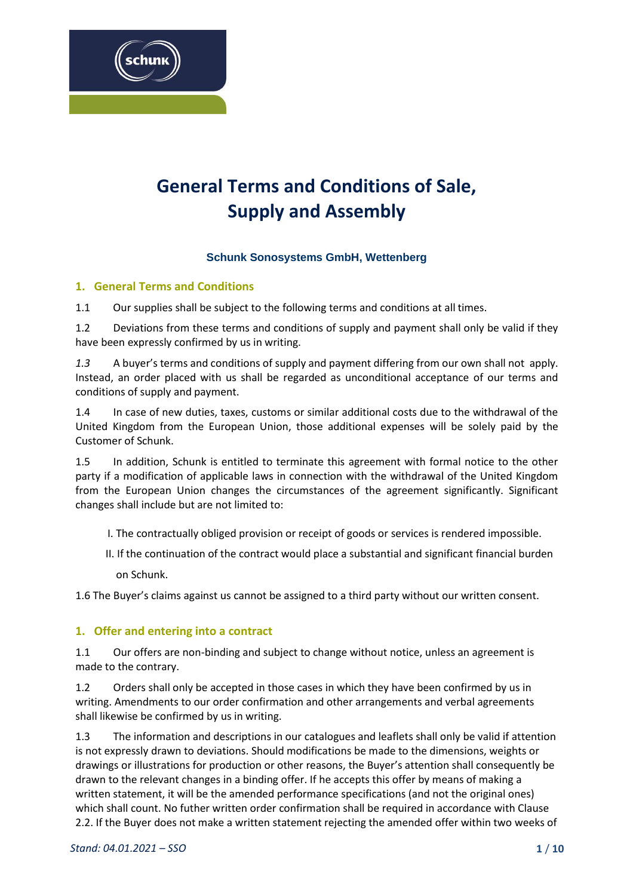# General Terms and Conditions of Sale, Supply and Assembly

**Schunk Sonosystems GmbH, Wettenberg**

## 1. General Terms and Conditions

1.1 Our supplies shall be subject to the following terms and conditions at all times.

1.2 Deviations from these terms and conditions of supply and payment shall only be valid if they have been expressly confirmed by us in writing.

*1.3* A buyer's terms and conditions of supply and payment differing from our own shall not apply. Instead, an order placed with us shall be regarded as unconditional acceptance of our terms and conditions of supply and payment.

1.4 In case of new duties, taxes, customs or similar additional costs due to the withdrawal of the United Kingdom from the European Union, those additional expenses will be solely paid by the Customer of Schunk.

1.5 In addition, Schunk is entitled to terminate this agreement with formal notice to the other party if a modification of applicable laws in connection with the withdrawal of the United Kingdom from the European Union changes the circumstances of the agreement significantly. Significant changes shall include but are not limited to:

I. The contractually obliged provision or receipt of goods or services is rendered impossible.

II. If the continuation of the contract would place a substantial and significant financial burden on Schunk.

1.6 The Buyer's claims against us cannot be assigned to a third party without our written consent.

## 1. Offer and entering into a contract

1.1 Our offers are non-binding and subject to change without notice, unless an agreement is made to the contrary.

1.2 Orders shall only be accepted in those cases in which they have been confirmed by us in writing. Amendments to our order confirmation and other arrangements and verbal agreements shall likewise be confirmed by us in writing.

1.3 The information and descriptions in our catalogues and leaflets shall only be valid if attention is not expressly drawn to deviations. Should modifications be made to the dimensions, weights or drawings or illustrations for production or other reasons, the Buyer's attention shall consequently be drawn to the relevant changes in a binding offer. If he accepts this offer by means of making a written statement, it will be the amended performance specifications (and not the original ones) which shall count. No futher written order confirmation shall be required in accordance with Clause 2.2. If the Buyer does not make a written statement rejecting the amended offer within two weeks of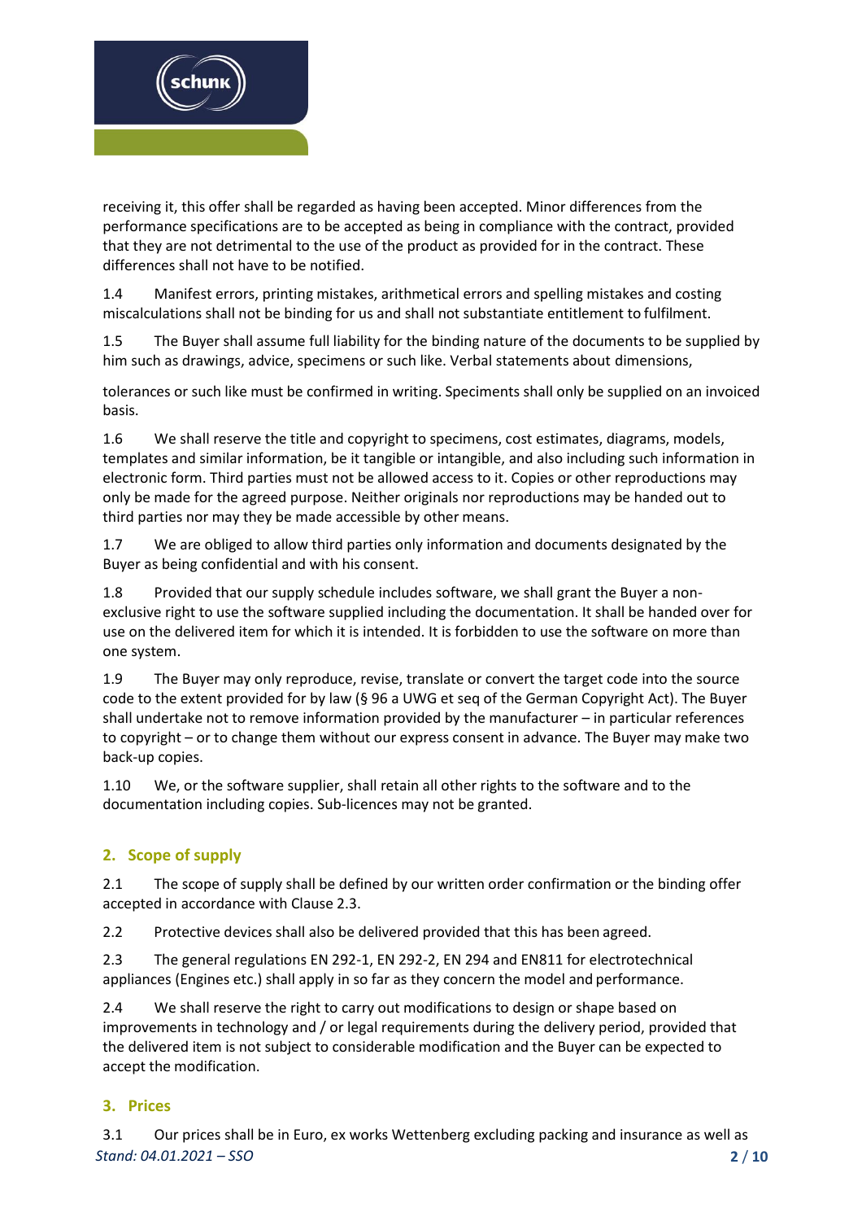receiving it, this offer shall be regarded as having been accepted. Minor differences from the performance specifications are to be accepted as being in compliance with the contract, provided that they are not detrimental to the use of the product as provided for in the contract. These differences shall not have to be notified.

1.4 Manifest errors, printing mistakes, arithmetical errors and spelling mistakes and costing miscalculations shall not be binding for us and shall not substantiate entitlement to fulfilment.

1.5 The Buyer shall assume full liability for the binding nature of the documents to be supplied by him such as drawings, advice, specimens or such like. Verbal statements about dimensions, tolerances or such like must be confirmed in writing. Speciments shall only be supplied on an invoiced basis.

1.6 We shall reserve the title and copyright to specimens, cost estimates, diagrams, models, templates and similar information, be it tangible or intangible, and also including such information in electronic form. Third parties must not be allowed access to it. Copies or other reproductions may only be made for the agreed purpose. Neither originals nor reproductions may be handed out to third parties nor may they be made accessible by other means.

1.7 We are obliged to allow third parties only information and documents designated by the Buyer as being confidential and with his consent.

1.8 Provided that our supply schedule includes software, we shall grant the Buyer a non-exclusive right to use the software supplied including the documentation. It shall be handed over for use on the delivered item for which it is intended. It is forbidden to use the software on more than one system.

1.9 The Buyer may only reproduce, revise, translate or convert the target code into the source code to the extent provided for by law (§ 96 a UWG et seq of the German Copyright Act). The Buyer shall undertake not to remove information provided by the manufacturer – in particular references to copyright – or to change them without our express consent in advance. The Buyer may make two back-up copies.

1.10 We, or the software supplier, shall retain all other rights to the software and to the documentation including copies. Sub-licences may not be granted.

## 2. Scope of supply

2.1 The scope of supply shall be defined by our written order confirmation or the binding offer accepted in accordance with Clause 2.3.

2.2 Protective devices shall also be delivered provided that this has been agreed.

2.3 The general regulations EN 292-1, EN 292-2, EN 294 and EN811 for electrotechnical appliances (Engines etc.) shall apply in so far as they concern the model and performance.

2.4 We shall reserve the right to carry out modifications to design or shape based on improvements in technology and / or legal requirements during the delivery period, provided that the delivered item is not subject to considerable modification and the Buyer can be expected to accept the modification.

## 3. Prices

3.1 Our prices shall be in Euro, ex works Wettenberg excluding packing and insurance as well as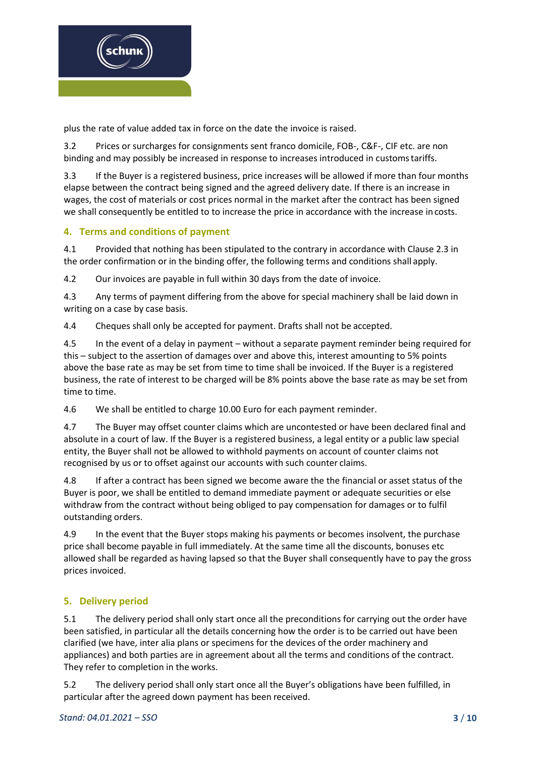plus the rate of value added tax in force on the date the invoice is raised.

3.2 Prices or surcharges for consignments sent franco domicile, FOB-, C&F-, CIF etc. are non binding and may possibly be increased in response to increases introduced in customs tariffs.

3.3 If the Buyer is a registered business, price increases will be allowed if more than four months elapse between the contract being signed and the agreed delivery date. If there is an increase in wages, the cost of materials or cost prices normal in the market after the contract has been signed we shall consequently be entitled to to increase the price in accordance with the increase in costs.

## 4. Terms and conditions of payment

4.1 Provided that nothing has been stipulated to the contrary in accordance with Clause 2.3 in the order confirmation or in the binding offer, the following terms and conditions shall apply.

4.2 Our invoices are payable in full within 30 days from the date of invoice.

4.3 Any terms of payment differing from the above for special machinery shall be laid down in writing on a case by case basis.

4.4 Cheques shall only be accepted for payment. Drafts shall not be accepted.

4.5 In the event of a delay in payment – without a separate payment reminder being required for this – subject to the assertion of damages over and above this, interest amounting to 5% points above the base rate as may be set from time to time shall be invoiced. If the Buyer is a registered business, the rate of interest to be charged will be 8% points above the base rate as may be set from time to time.

4.6 We shall be entitled to charge 10.00 Euro for each payment reminder.

4.7 The Buyer may offset counter claims which are uncontested or have been declared final and absolute in a court of law. If the Buyer is a registered business, a legal entity or a public law special entity, the Buyer shall not be allowed to withhold payments on account of counter claims not recognised by us or to offset against our accounts with such counter claims.

4.8 If after a contract has been signed we become aware the the financial or asset status of the Buyer is poor, we shall be entitled to demand immediate payment or adequate securities or else withdraw from the contract without being obliged to pay compensation for damages or to fulfil outstanding orders.

4.9 In the event that the Buyer stops making his payments or becomes insolvent, the purchase price shall become payable in full immediately. At the same time all the discounts, bonuses etc allowed shall be regarded as having lapsed so that the Buyer shall consequently have to pay the gross prices invoiced.

## 5. Delivery period

5.1 The delivery period shall only start once all the preconditions for carrying out the order have been satisfied, in particular all the details concerning how the order is to be carried out have been clarified (we have, inter alia plans or specimens for the devices of the order machinery and appliances) and both parties are in agreement about all the terms and conditions of the contract. They refer to completion in the works.

5.2 The delivery period shall only start once all the Buyer's obligations have been fulfilled, in particular after the agreed down payment has been received.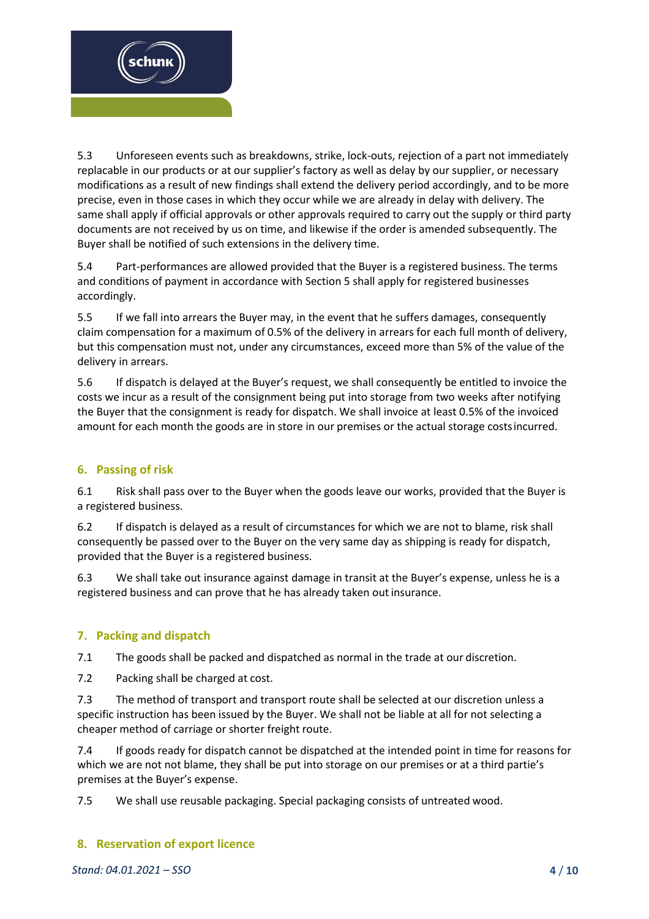5.3 Unforeseen events such as breakdowns, strike, lock-outs, rejection of a part not immediately replacable in our products or at our supplier's factory as well as delay by our supplier, or necessary modifications as a result of new findings shall extend the delivery period accordingly, and to be more precise, even in those cases in which they occur while we are already in delay with delivery. The same shall apply if official approvals or other approvals required to carry out the supply or third party documents are not received by us on time, and likewise if the order is amended subsequently. The Buyer shall be notified of such extensions in the delivery time.

5.4 Part-performances are allowed provided that the Buyer is a registered business. The terms and conditions of payment in accordance with Section 5 shall apply for registered businesses accordingly.

5.5 If we fall into arrears the Buyer may, in the event that he suffers damages, consequently claim compensation for a maximum of 0.5% of the delivery in arrears for each full month of delivery, but this compensation must not, under any circumstances, exceed more than 5% of the value of the delivery in arrears.

5.6 If dispatch is delayed at the Buyer's request, we shall consequently be entitled to invoice the costs we incur as a result of the consignment being put into storage from two weeks after notifying the Buyer that the consignment is ready for dispatch. We shall invoice at least 0.5% of the invoiced amount for each month the goods are in store in our premises or the actual storage costs incurred.

## 6. Passing of risk

6.1 Risk shall pass over to the Buyer when the goods leave our works, provided that the Buyer is a registered business.

6.2 If dispatch is delayed as a result of circumstances for which we are not to blame, risk shall consequently be passed over to the Buyer on the very same day as shipping is ready for dispatch, provided that the Buyer is a registered business.

6.3 We shall take out insurance against damage in transit at the Buyer's expense, unless he is a registered business and can prove that he has already taken out insurance.

## 7. Packing and dispatch

7.1 The goods shall be packed and dispatched as normal in the trade at our discretion.

7.2 Packing shall be charged at cost.

7.3 The method of transport and transport route shall be selected at our discretion unless a specific instruction has been issued by the Buyer. We shall not be liable at all for not selecting a cheaper method of carriage or shorter freight route.

7.4 If goods ready for dispatch cannot be dispatched at the intended point in time for reasons for which we are not not blame, they shall be put into storage on our premises or at a third partie's premises at the Buyer's expense.

7.5 We shall use reusable packaging. Special packaging consists of untreated wood.

## 8. Reservation of export licence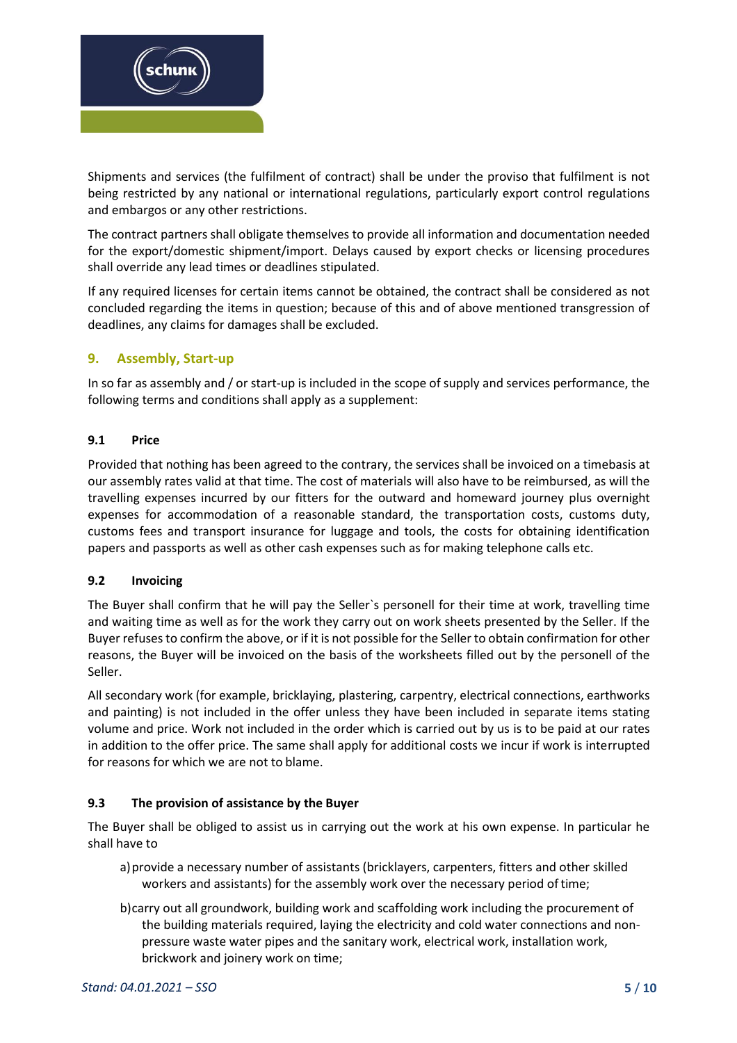Shipments and services (the fulfilment of contract) shall be under the proviso that fulfilment is not being restricted by any national or international regulations, particularly export control regulations and embargos or any other restrictions.

The contract partners shall obligate themselves to provide all information and documentation needed for the export/domestic shipment/import. Delays caused by export checks or licensing procedures shall override any lead times or deadlines stipulated.

If any required licenses for certain items cannot be obtained, the contract shall be considered as not concluded regarding the items in question; because of this and of above mentioned transgression of deadlines, any claims for damages shall be excluded.

## 9. Assembly, Start-up

In so far as assembly and / or start-up is included in the scope of supply and services performance, the following terms and conditions shall apply as a supplement:

### 9.1 Price

Provided that nothing has been agreed to the contrary, the services shall be invoiced on a timebasis at our assembly rates valid at that time. The cost of materials will also have to be reimbursed, as will the travelling expenses incurred by our fitters for the outward and homeward journey plus overnight expenses for accommodation of a reasonable standard, the transportation costs, customs duty, customs fees and transport insurance for luggage and tools, the costs for obtaining identification papers and passports as well as other cash expenses such as for making telephone calls etc.

### 9.2 Invoicing

The Buyer shall confirm that he will pay the Seller`s personell for their time at work, travelling time and waiting time as well as for the work they carry out on work sheets presented by the Seller. If the Buyer refuses to confirm the above, or if it is not possible for the Seller to obtain confirmation for other reasons, the Buyer will be invoiced on the basis of the worksheets filled out by the personell of the Seller.

All secondary work (for example, bricklaying, plastering, carpentry, electrical connections, earthworks and painting) is not included in the offer unless they have been included in separate items stating volume and price. Work not included in the order which is carried out by us is to be paid at our rates in addition to the offer price. The same shall apply for additional costs we incur if work is interrupted for reasons for which we are not to blame.

### 9.3 The provision of assistance by the Buyer

The Buyer shall be obliged to assist us in carrying out the work at his own expense. In particular he shall have to

a) provide a necessary number of assistants (bricklayers, carpenters, fitters and other skilled workers and assistants) for the assembly work over the necessary period of time;

b) carry out all groundwork, building work and scaffolding work including the procurement of the building materials required, laying the electricity and cold water connections and non-pressure waste water pipes and the sanitary work, electrical work, installation work, brickwork and joinery work on time;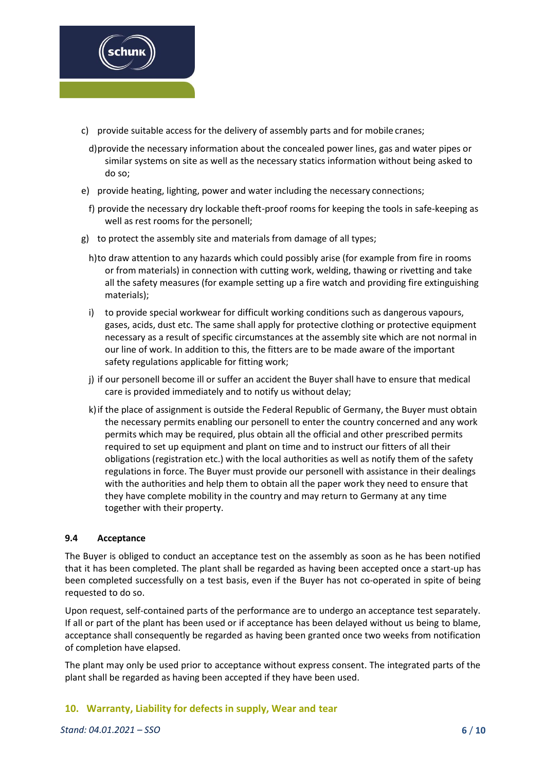c) provide suitable access for the delivery of assembly parts and for mobile cranes;

d) provide the necessary information about the concealed power lines, gas and water pipes or similar systems on site as well as the necessary statics information without being asked to do so;

e) provide heating, lighting, power and water including the necessary connections;

f) provide the necessary dry lockable theft-proof rooms for keeping the tools in safe-keeping as well as rest rooms for the personell;

g) to protect the assembly site and materials from damage of all types;

h) to draw attention to any hazards which could possibly arise (for example from fire in rooms or from materials) in connection with cutting work, welding, thawing or rivetting and take all the safety measures (for example setting up a fire watch and providing fire extinguishing materials);

i) to provide special workwear for difficult working conditions such as dangerous vapours, gases, acids, dust etc. The same shall apply for protective clothing or protective equipment necessary as a result of specific circumstances at the assembly site which are not normal in our line of work. In addition to this, the fitters are to be made aware of the important safety regulations applicable for fitting work;

j) if our personell become ill or suffer an accident the Buyer shall have to ensure that medical care is provided immediately and to notify us without delay;

k) if the place of assignment is outside the Federal Republic of Germany, the Buyer must obtain the necessary permits enabling our personell to enter the country concerned and any work permits which may be required, plus obtain all the official and other prescribed permits required to set up equipment and plant on time and to instruct our fitters of all their obligations (registration etc.) with the local authorities as well as notify them of the safety regulations in force. The Buyer must provide our personell with assistance in their dealings with the authorities and help them to obtain all the paper work they need to ensure that they have complete mobility in the country and may return to Germany at any time together with their property.

### 9.4 Acceptance

The Buyer is obliged to conduct an acceptance test on the assembly as soon as he has been notified that it has been completed. The plant shall be regarded as having been accepted once a start-up has been completed successfully on a test basis, even if the Buyer has not co-operated in spite of being requested to do so.

Upon request, self-contained parts of the performance are to undergo an acceptance test separately. If all or part of the plant has been used or if acceptance has been delayed without us being to blame, acceptance shall consequently be regarded as having been granted once two weeks from notification of completion have elapsed.

The plant may only be used prior to acceptance without express consent. The integrated parts of the plant shall be regarded as having been accepted if they have been used.

## 10. Warranty, Liability for defects in supply, Wear and tear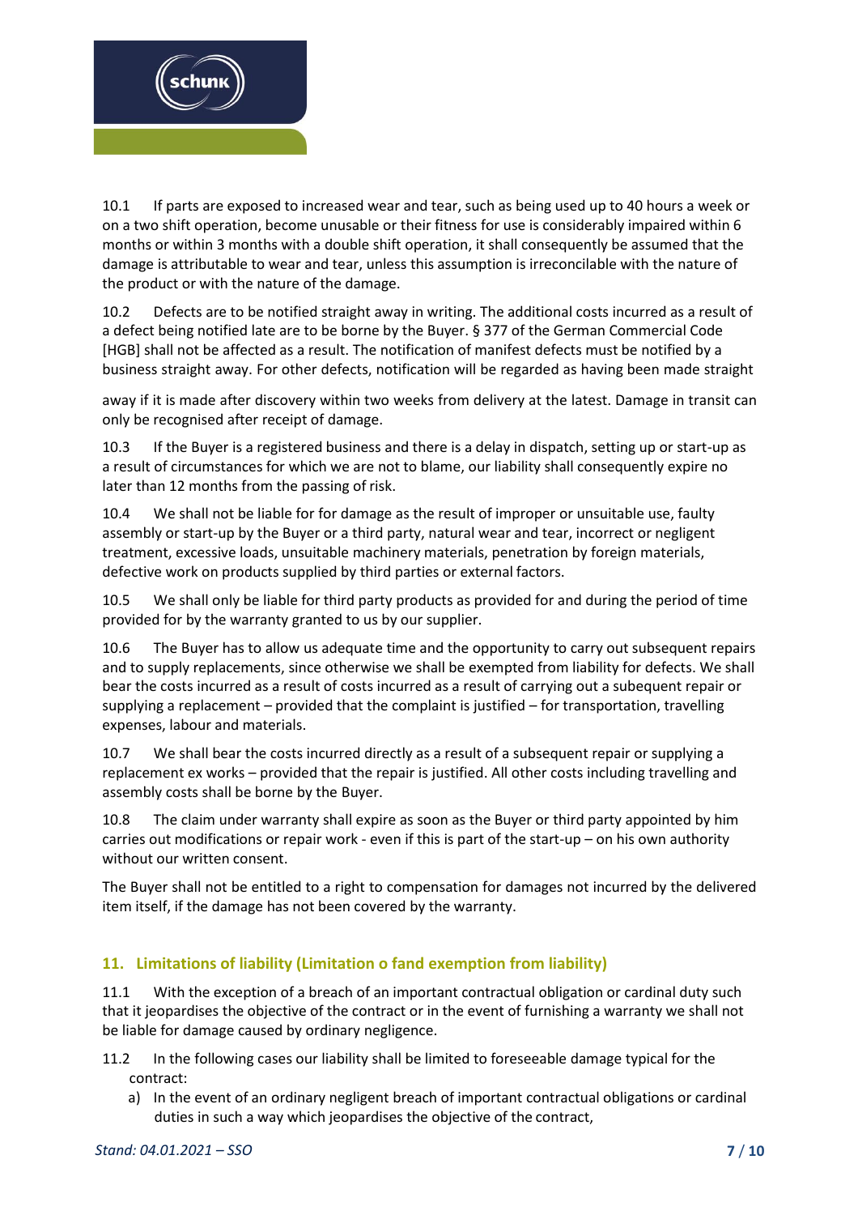10.1 If parts are exposed to increased wear and tear, such as being used up to 40 hours a week or on a two shift operation, become unusable or their fitness for use is considerably impaired within 6 months or within 3 months with a double shift operation, it shall consequently be assumed that the damage is attributable to wear and tear, unless this assumption is irreconcilable with the nature of the product or with the nature of the damage.

10.2 Defects are to be notified straight away in writing. The additional costs incurred as a result of a defect being notified late are to be borne by the Buyer. § 377 of the German Commercial Code [HGB] shall not be affected as a result. The notification of manifest defects must be notified by a business straight away. For other defects, notification will be regarded as having been made straight away if it is made after discovery within two weeks from delivery at the latest. Damage in transit can only be recognised after receipt of damage.

10.3 If the Buyer is a registered business and there is a delay in dispatch, setting up or start-up as a result of circumstances for which we are not to blame, our liability shall consequently expire no later than 12 months from the passing of risk.

10.4 We shall not be liable for for damage as the result of improper or unsuitable use, faulty assembly or start-up by the Buyer or a third party, natural wear and tear, incorrect or negligent treatment, excessive loads, unsuitable machinery materials, penetration by foreign materials, defective work on products supplied by third parties or external factors.

10.5 We shall only be liable for third party products as provided for and during the period of time provided for by the warranty granted to us by our supplier.

10.6 The Buyer has to allow us adequate time and the opportunity to carry out subsequent repairs and to supply replacements, since otherwise we shall be exempted from liability for defects. We shall bear the costs incurred as a result of costs incurred as a result of carrying out a subequent repair or supplying a replacement – provided that the complaint is justified – for transportation, travelling expenses, labour and materials.

10.7 We shall bear the costs incurred directly as a result of a subsequent repair or supplying a replacement ex works – provided that the repair is justified. All other costs including travelling and assembly costs shall be borne by the Buyer.

10.8 The claim under warranty shall expire as soon as the Buyer or third party appointed by him carries out modifications or repair work - even if this is part of the start-up – on his own authority without our written consent.

The Buyer shall not be entitled to a right to compensation for damages not incurred by the delivered item itself, if the damage has not been covered by the warranty.

## 11. Limitations of liability (Limitation o fand exemption from liability)

11.1 With the exception of a breach of an important contractual obligation or cardinal duty such that it jeopardises the objective of the contract or in the event of furnishing a warranty we shall not be liable for damage caused by ordinary negligence.

11.2 In the following cases our liability shall be limited to foreseeable damage typical for the contract:

a) In the event of an ordinary negligent breach of important contractual obligations or cardinal duties in such a way which jeopardises the objective of the contract,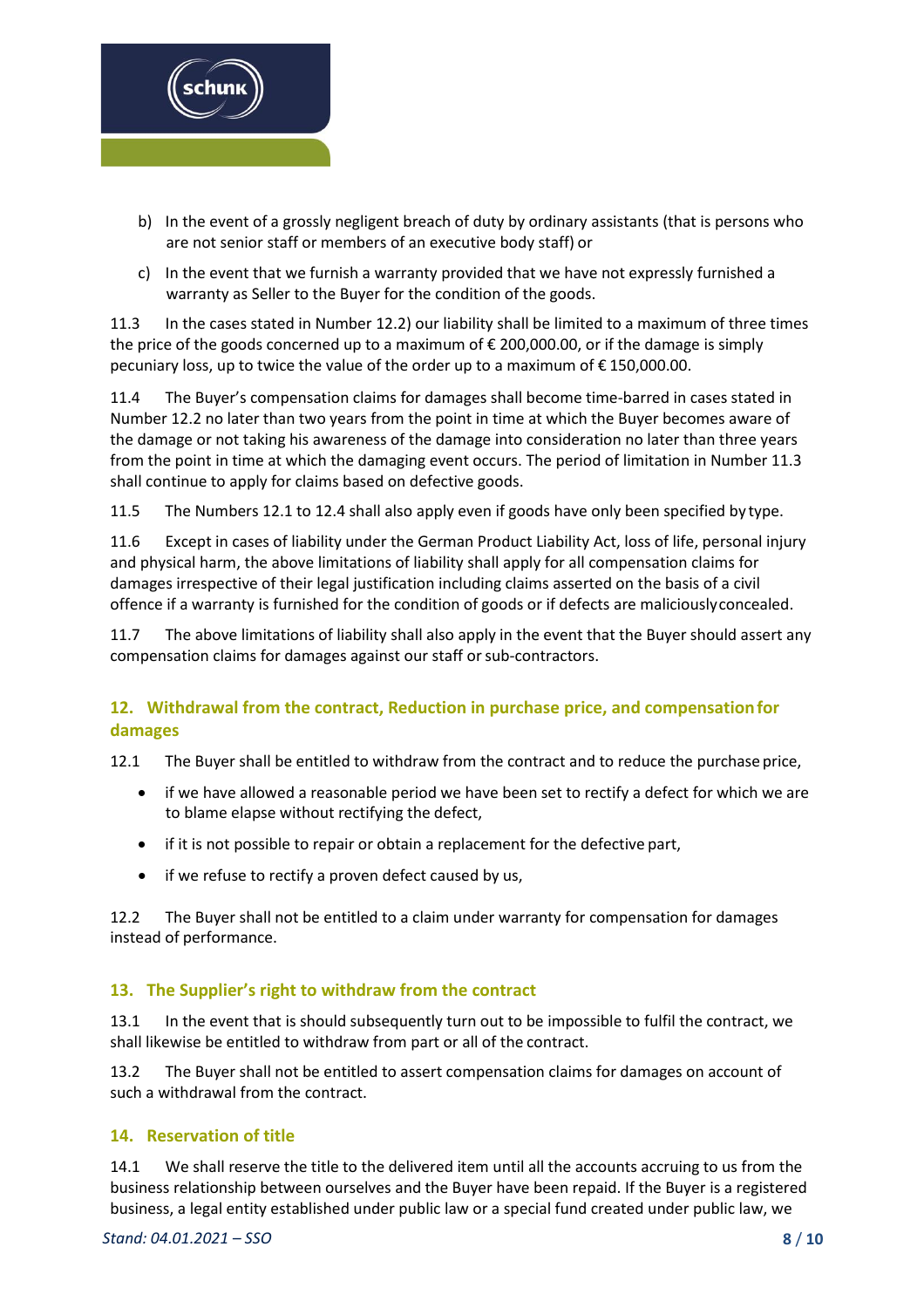b) In the event of a grossly negligent breach of duty by ordinary assistants (that is persons who are not senior staff or members of an executive body staff) or

c) In the event that we furnish a warranty provided that we have not expressly furnished a warranty as Seller to the Buyer for the condition of the goods.

11.3 In the cases stated in Number 12.2) our liability shall be limited to a maximum of three times the price of the goods concerned up to a maximum of € 200,000.00, or if the damage is simply pecuniary loss, up to twice the value of the order up to a maximum of € 150,000.00.

11.4 The Buyer's compensation claims for damages shall become time-barred in cases stated in Number 12.2 no later than two years from the point in time at which the Buyer becomes aware of the damage or not taking his awareness of the damage into consideration no later than three years from the point in time at which the damaging event occurs. The period of limitation in Number 11.3 shall continue to apply for claims based on defective goods.

11.5 The Numbers 12.1 to 12.4 shall also apply even if goods have only been specified by type.

11.6 Except in cases of liability under the German Product Liability Act, loss of life, personal injury and physical harm, the above limitations of liability shall apply for all compensation claims for damages irrespective of their legal justification including claims asserted on the basis of a civil offence if a warranty is furnished for the condition of goods or if defects are maliciously concealed.

11.7 The above limitations of liability shall also apply in the event that the Buyer should assert any compensation claims for damages against our staff or sub-contractors.

## 12. Withdrawal from the contract, Reduction in purchase price, and compensation for damages

12.1 The Buyer shall be entitled to withdraw from the contract and to reduce the purchase price,

- if we have allowed a reasonable period we have been set to rectify a defect for which we are to blame elapse without rectifying the defect,
- if it is not possible to repair or obtain a replacement for the defective part,
- if we refuse to rectify a proven defect caused by us,

12.2 The Buyer shall not be entitled to a claim under warranty for compensation for damages instead of performance.

## 13. The Supplier's right to withdraw from the contract

13.1 In the event that is should subsequently turn out to be impossible to fulfil the contract, we shall likewise be entitled to withdraw from part or all of the contract.

13.2 The Buyer shall not be entitled to assert compensation claims for damages on account of such a withdrawal from the contract.

## 14. Reservation of title

14.1 We shall reserve the title to the delivered item until all the accounts accruing to us from the business relationship between ourselves and the Buyer have been repaid. If the Buyer is a registered business, a legal entity established under public law or a special fund created under public law, we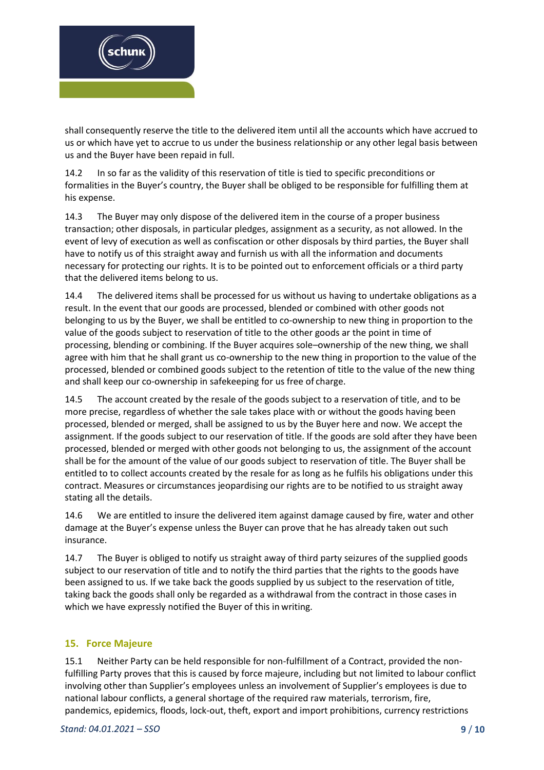shall consequently reserve the title to the delivered item until all the accounts which have accrued to us or which have yet to accrue to us under the business relationship or any other legal basis between us and the Buyer have been repaid in full.

14.2 In so far as the validity of this reservation of title is tied to specific preconditions or formalities in the Buyer's country, the Buyer shall be obliged to be responsible for fulfilling them at his expense.

14.3 The Buyer may only dispose of the delivered item in the course of a proper business transaction; other disposals, in particular pledges, assignment as a security, as not allowed. In the event of levy of execution as well as confiscation or other disposals by third parties, the Buyer shall have to notify us of this straight away and furnish us with all the information and documents necessary for protecting our rights. It is to be pointed out to enforcement officials or a third party that the delivered items belong to us.

14.4 The delivered items shall be processed for us without us having to undertake obligations as a result. In the event that our goods are processed, blended or combined with other goods not belonging to us by the Buyer, we shall be entitled to co-ownership to new thing in proportion to the value of the goods subject to reservation of title to the other goods ar the point in time of processing, blending or combining. If the Buyer acquires sole–ownership of the new thing, we shall agree with him that he shall grant us co-ownership to the new thing in proportion to the value of the processed, blended or combined goods subject to the retention of title to the value of the new thing and shall keep our co-ownership in safekeeping for us free of charge.

14.5 The account created by the resale of the goods subject to a reservation of title, and to be more precise, regardless of whether the sale takes place with or without the goods having been processed, blended or merged, shall be assigned to us by the Buyer here and now. We accept the assignment. If the goods subject to our reservation of title. If the goods are sold after they have been processed, blended or merged with other goods not belonging to us, the assignment of the account shall be for the amount of the value of our goods subject to reservation of title. The Buyer shall be entitled to to collect accounts created by the resale for as long as he fulfils his obligations under this contract. Measures or circumstances jeopardising our rights are to be notified to us straight away stating all the details.

14.6 We are entitled to insure the delivered item against damage caused by fire, water and other damage at the Buyer's expense unless the Buyer can prove that he has already taken out such insurance.

14.7 The Buyer is obliged to notify us straight away of third party seizures of the supplied goods subject to our reservation of title and to notify the third parties that the rights to the goods have been assigned to us. If we take back the goods supplied by us subject to the reservation of title, taking back the goods shall only be regarded as a withdrawal from the contract in those cases in which we have expressly notified the Buyer of this in writing.

## 15. Force Majeure

15.1 Neither Party can be held responsible for non-fulfillment of a Contract, provided the non-fulfilling Party proves that this is caused by force majeure, including but not limited to labour conflict involving other than Supplier's employees unless an involvement of Supplier's employees is due to national labour conflicts, a general shortage of the required raw materials, terrorism, fire, pandemics, epidemics, floods, lock-out, theft, export and import prohibitions, currency restrictions

*Stand: 04.01.2021 – SSO*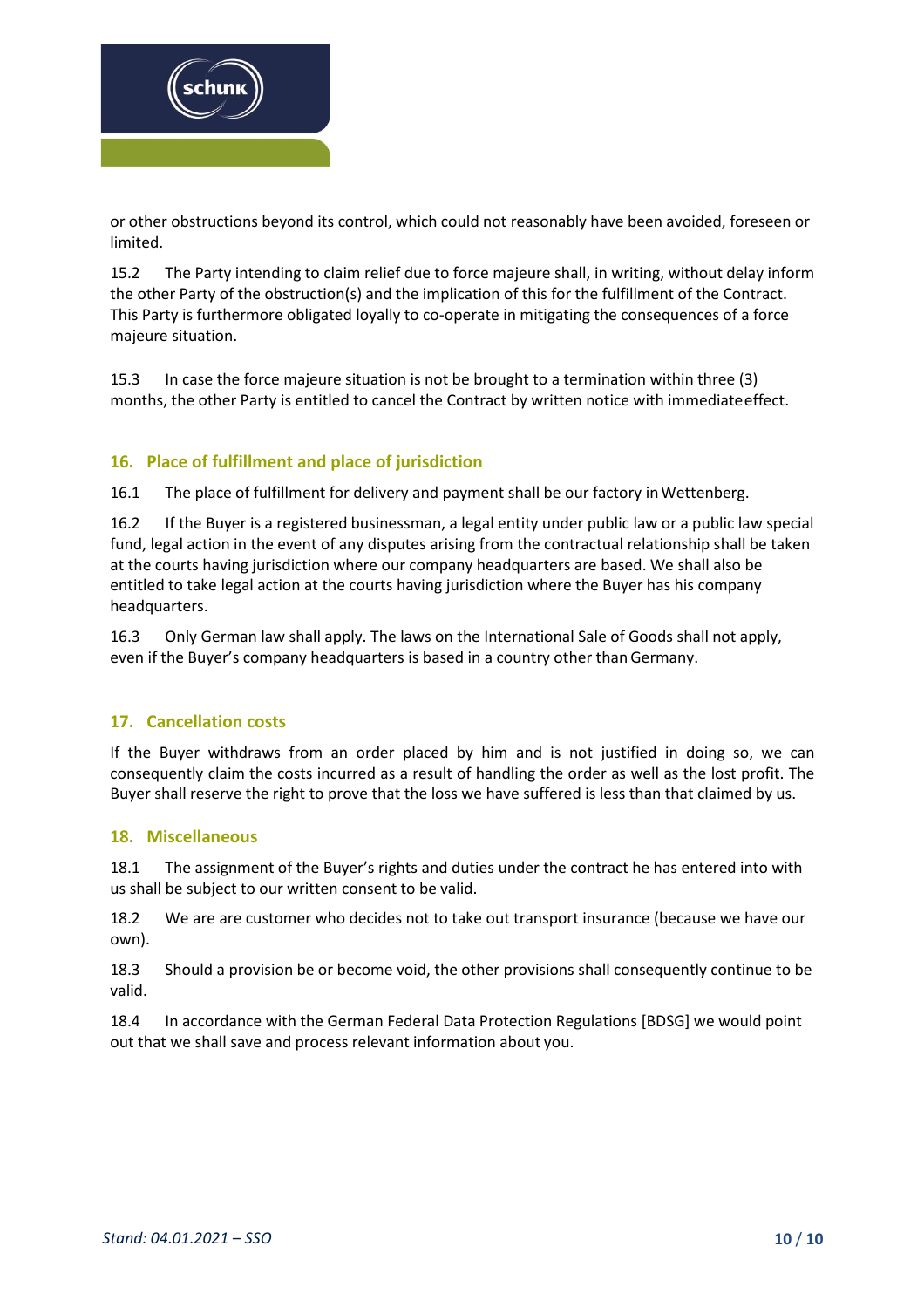or other obstructions beyond its control, which could not reasonably have been avoided, foreseen or limited.

15.2 The Party intending to claim relief due to force majeure shall, in writing, without delay inform the other Party of the obstruction(s) and the implication of this for the fulfillment of the Contract. This Party is furthermore obligated loyally to co-operate in mitigating the consequences of a force majeure situation.

15.3 In case the force majeure situation is not be brought to a termination within three (3) months, the other Party is entitled to cancel the Contract by written notice with immediate effect.

## 16. Place of fulfillment and place of jurisdiction

16.1 The place of fulfillment for delivery and payment shall be our factory in Wettenberg.

16.2 If the Buyer is a registered businessman, a legal entity under public law or a public law special fund, legal action in the event of any disputes arising from the contractual relationship shall be taken at the courts having jurisdiction where our company headquarters are based. We shall also be entitled to take legal action at the courts having jurisdiction where the Buyer has his company headquarters.

16.3 Only German law shall apply. The laws on the International Sale of Goods shall not apply, even if the Buyer's company headquarters is based in a country other than Germany.

## 17. Cancellation costs

If the Buyer withdraws from an order placed by him and is not justified in doing so, we can consequently claim the costs incurred as a result of handling the order as well as the lost profit. The Buyer shall reserve the right to prove that the loss we have suffered is less than that claimed by us.

## 18. Miscellaneous

18.1 The assignment of the Buyer's rights and duties under the contract he has entered into with us shall be subject to our written consent to be valid.

18.2 We are are customer who decides not to take out transport insurance (because we have our own).

18.3 Should a provision be or become void, the other provisions shall consequently continue to be valid.

18.4 In accordance with the German Federal Data Protection Regulations [BDSG] we would point out that we shall save and process relevant information about you.

*Stand: 04.01.2021 – SSO*